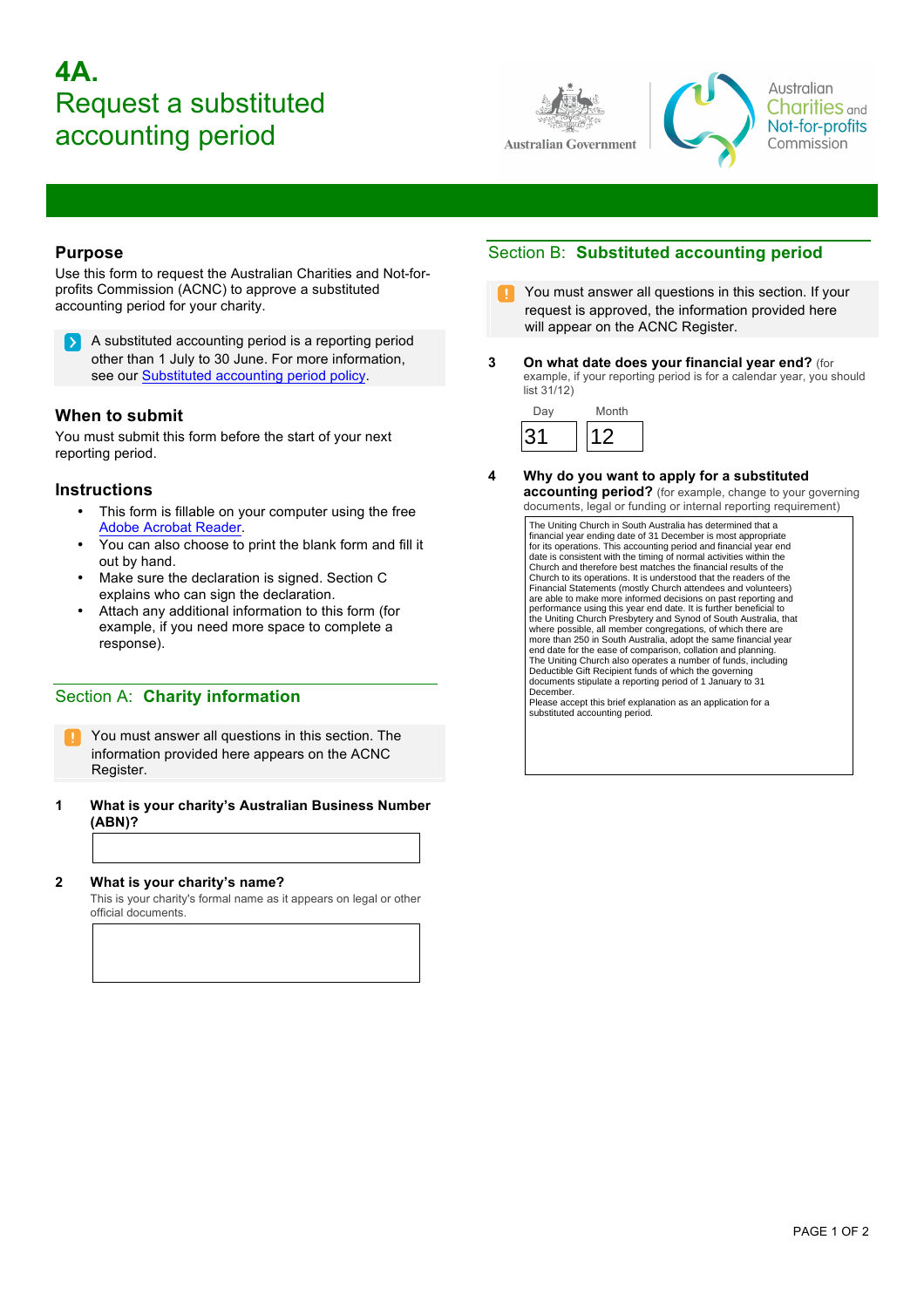# 4A. Request a substituted accounting period

Australian Government | Australian Charities and Not-for-profits Commission

## Purpose

Use this form to request the Australian Charities and Not-for-profits Commission (ACNC) to approve a substituted accounting period for your charity.

> A substituted accounting period is a reporting period other than 1 July to 30 June. For more information, see our Substituted accounting period policy.

## When to submit

You must submit this form before the start of your next reporting period.

## Instructions

- This form is fillable on your computer using the free Adobe Acrobat Reader.
- You can also choose to print the blank form and fill it out by hand.
- Make sure the declaration is signed. Section C explains who can sign the declaration.
- Attach any additional information to this form (for example, if you need more space to complete a response).

## Section A: **Charity information**

> You must answer all questions in this section. The information provided here appears on the ACNC Register.

**1 What is your charity's Australian Business Number (ABN)?**

**2 What is your charity's name?**

This is your charity's formal name as it appears on legal or other official documents.

## Section B: **Substituted accounting period**

> You must answer all questions in this section. If your request is approved, the information provided here will appear on the ACNC Register.

**3 On what date does your financial year end?** (for example, if your reporting period is for a calendar year, you should list 31/12)

| Day | Month |
|---|---|
| 31 | 12 |

**4 Why do you want to apply for a substituted accounting period?** (for example, change to your governing documents, legal or funding or internal reporting requirement)

The Uniting Church in South Australia has determined that a financial year ending date of 31 December is most appropriate for its operations. This accounting period and financial year end date is consistent with the timing of normal activities within the Church and therefore best matches the financial results of the Church to its operations. It is understood that the readers of the Financial Statements (mostly Church attendees and volunteers) are able to make more informed decisions on past reporting and performance using this year end date. It is further beneficial to the Uniting Church Presbytery and Synod of South Australia, that where possible, all member congregations, of which there are more than 250 in South Australia, adopt the same financial year end date for the ease of comparison, collation and planning.
The Uniting Church also operates a number of funds, including Deductible Gift Recipient funds of which the governing documents stipulate a reporting period of 1 January to 31 December.
Please accept this brief explanation as an application for a substituted accounting period.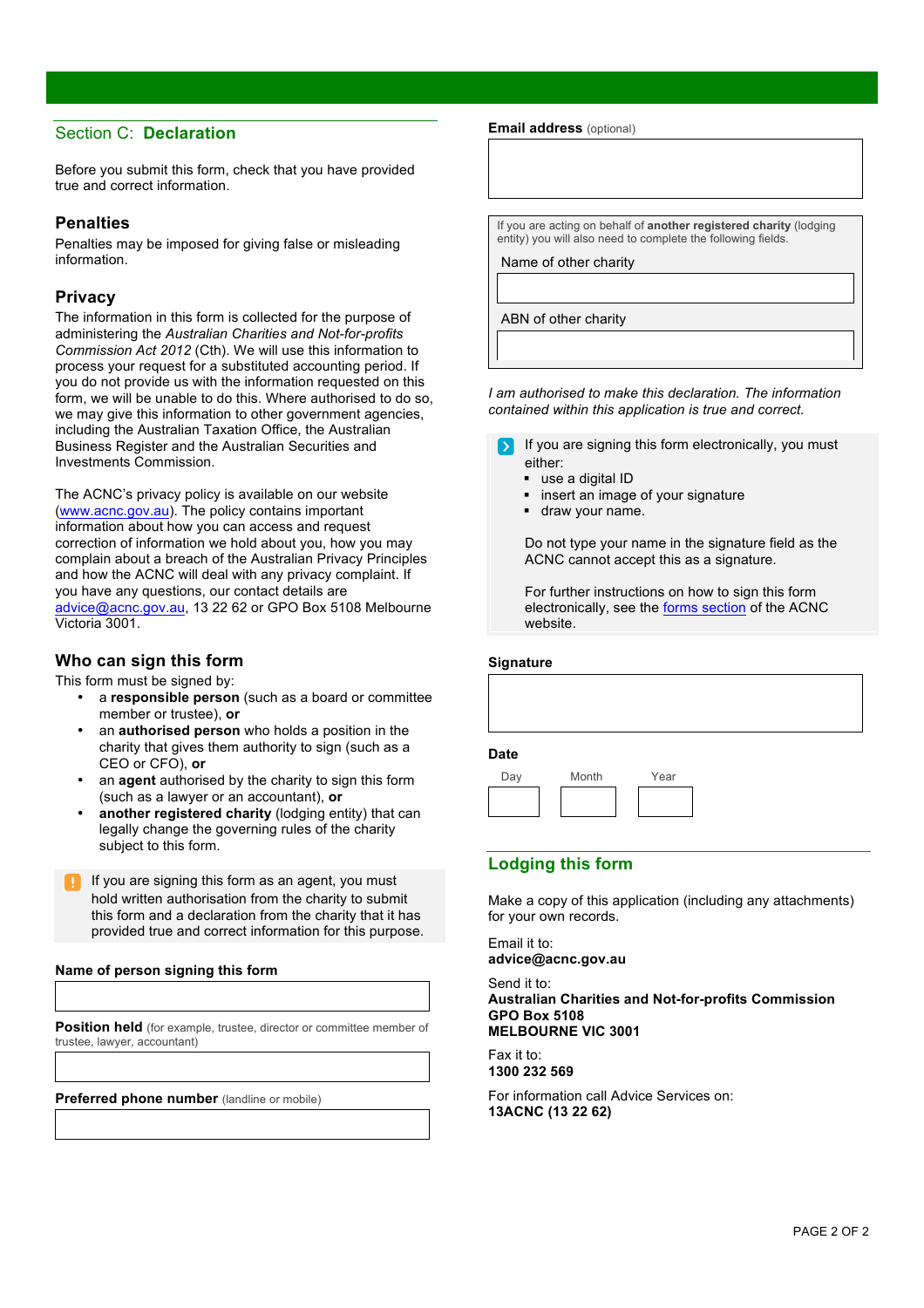## Section C: Declaration

Before you submit this form, check that you have provided true and correct information.

### Penalties

Penalties may be imposed for giving false or misleading information.

### Privacy

The information in this form is collected for the purpose of administering the *Australian Charities and Not-for-profits Commission Act 2012* (Cth). We will use this information to process your request for a substituted accounting period. If you do not provide us with the information requested on this form, we will be unable to do this. Where authorised to do so, we may give this information to other government agencies, including the Australian Taxation Office, the Australian Business Register and the Australian Securities and Investments Commission.

The ACNC's privacy policy is available on our website (www.acnc.gov.au). The policy contains important information about how you can access and request correction of information we hold about you, how you may complain about a breach of the Australian Privacy Principles and how the ACNC will deal with any privacy complaint. If you have any questions, our contact details are advice@acnc.gov.au, 13 22 62 or GPO Box 5108 Melbourne Victoria 3001.

### Who can sign this form

This form must be signed by:

- a **responsible person** (such as a board or committee member or trustee), **or**
- an **authorised person** who holds a position in the charity that gives them authority to sign (such as a CEO or CFO), **or**
- an **agent** authorised by the charity to sign this form (such as a lawyer or an accountant), **or**
- **another registered charity** (lodging entity) that can legally change the governing rules of the charity subject to this form.

> If you are signing this form as an agent, you must hold written authorisation from the charity to submit this form and a declaration from the charity that it has provided true and correct information for this purpose.

**Name of person signing this form**

**Position held** (for example, trustee, director or committee member of trustee, lawyer, accountant)

**Preferred phone number** (landline or mobile)

**Email address** (optional)

If you are acting on behalf of **another registered charity** (lodging entity) you will also need to complete the following fields.

Name of other charity

ABN of other charity

*I am authorised to make this declaration. The information contained within this application is true and correct.*

> If you are signing this form electronically, you must either:
> - use a digital ID
> - insert an image of your signature
> - draw your name.
>
> Do not type your name in the signature field as the ACNC cannot accept this as a signature.
>
> For further instructions on how to sign this form electronically, see the forms section of the ACNC website.

**Signature**

**Date**

Day | Month | Year

## Lodging this form

Make a copy of this application (including any attachments) for your own records.

Email it to:
**advice@acnc.gov.au**

Send it to:
**Australian Charities and Not-for-profits Commission**
**GPO Box 5108**
**MELBOURNE VIC 3001**

Fax it to:
**1300 232 569**

For information call Advice Services on:
**13ACNC (13 22 62)**